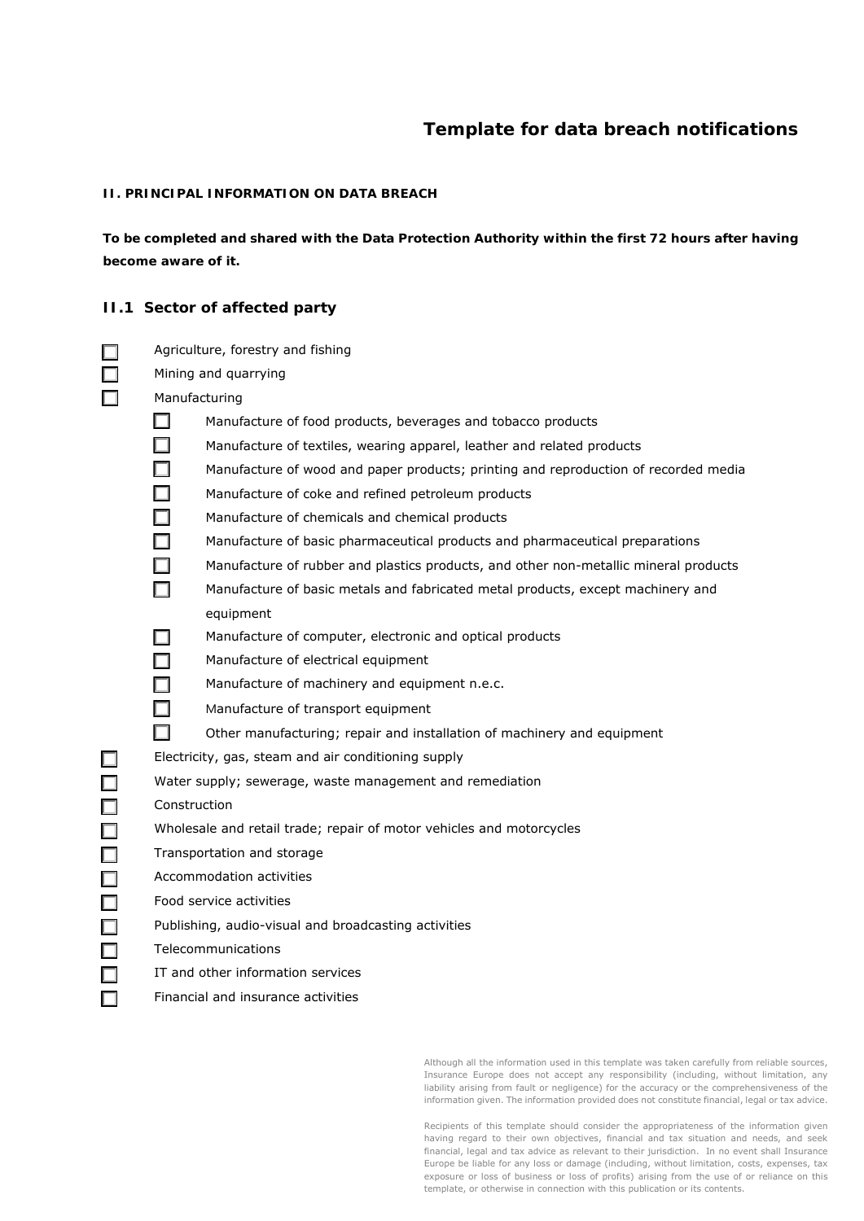# Template for data breach notifications

**II. PRINCIPAL INFORMATION ON DATA BREACH**

**To be completed and shared with the Data Protection Authority within the first 72 hours after having become aware of it.**

## II.1 Sector of affected party

- ☐ Agriculture, forestry and fishing
- ☐ Mining and quarrying
- ☐ Manufacturing
  - ☐ Manufacture of food products, beverages and tobacco products
  - ☐ Manufacture of textiles, wearing apparel, leather and related products
  - ☐ Manufacture of wood and paper products; printing and reproduction of recorded media
  - ☐ Manufacture of coke and refined petroleum products
  - ☐ Manufacture of chemicals and chemical products
  - ☐ Manufacture of basic pharmaceutical products and pharmaceutical preparations
  - ☐ Manufacture of rubber and plastics products, and other non-metallic mineral products
  - ☐ Manufacture of basic metals and fabricated metal products, except machinery and equipment
  - ☐ Manufacture of computer, electronic and optical products
  - ☐ Manufacture of electrical equipment
  - ☐ Manufacture of machinery and equipment n.e.c.
  - ☐ Manufacture of transport equipment
  - ☐ Other manufacturing; repair and installation of machinery and equipment
- ☐ Electricity, gas, steam and air conditioning supply
- ☐ Water supply; sewerage, waste management and remediation
- ☐ Construction
- ☐ Wholesale and retail trade; repair of motor vehicles and motorcycles
- ☐ Transportation and storage
- ☐ Accommodation activities
- ☐ Food service activities
- ☐ Publishing, audio-visual and broadcasting activities
- ☐ Telecommunications
- ☐ IT and other information services
- ☐ Financial and insurance activities

Although all the information used in this template was taken carefully from reliable sources, Insurance Europe does not accept any responsibility (including, without limitation, any liability arising from fault or negligence) for the accuracy or the comprehensiveness of the information given. The information provided does not constitute financial, legal or tax advice.

Recipients of this template should consider the appropriateness of the information given having regard to their own objectives, financial and tax situation and needs, and seek financial, legal and tax advice as relevant to their jurisdiction. In no event shall Insurance Europe be liable for any loss or damage (including, without limitation, costs, expenses, tax exposure or loss of business or loss of profits) arising from the use of or reliance on this template, or otherwise in connection with this publication or its contents.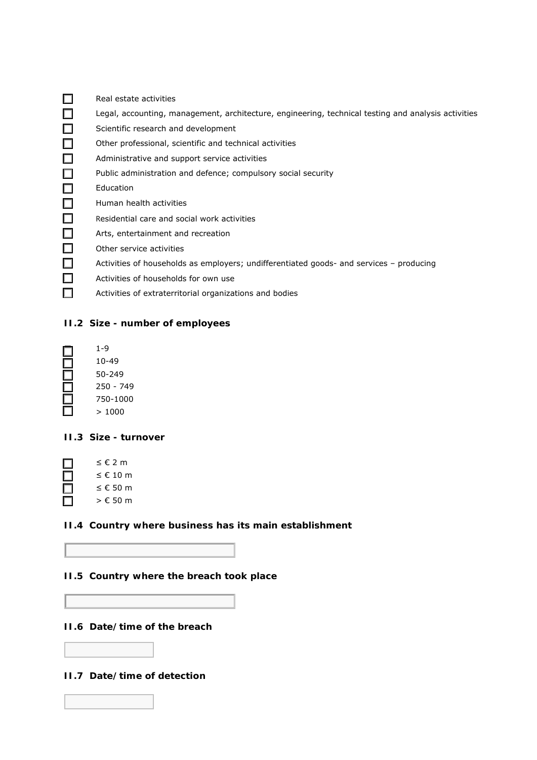- ☐ Real estate activities
- ☐ Legal, accounting, management, architecture, engineering, technical testing and analysis activities
- ☐ Scientific research and development
- ☐ Other professional, scientific and technical activities
- ☐ Administrative and support service activities
- ☐ Public administration and defence; compulsory social security
- ☐ Education
- ☐ Human health activities
- ☐ Residential care and social work activities
- ☐ Arts, entertainment and recreation
- ☐ Other service activities
- ☐ Activities of households as employers; undifferentiated goods- and services – producing
- ☐ Activities of households for own use
- ☐ Activities of extraterritorial organizations and bodies

### II.2 Size - number of employees

- ☐ 1-9
- ☐ 10-49
- ☐ 50-249
- ☐ 250 - 749
- ☐ 750-1000
- ☐ > 1000

### II.3 Size - turnover

- ☐ ≤ € 2 m
- ☐ ≤ € 10 m
- ☐ ≤ € 50 m
- ☐ > € 50 m

### II.4 Country where business has its main establishment

### II.5 Country where the breach took place

### II.6 Date/time of the breach

### II.7 Date/time of detection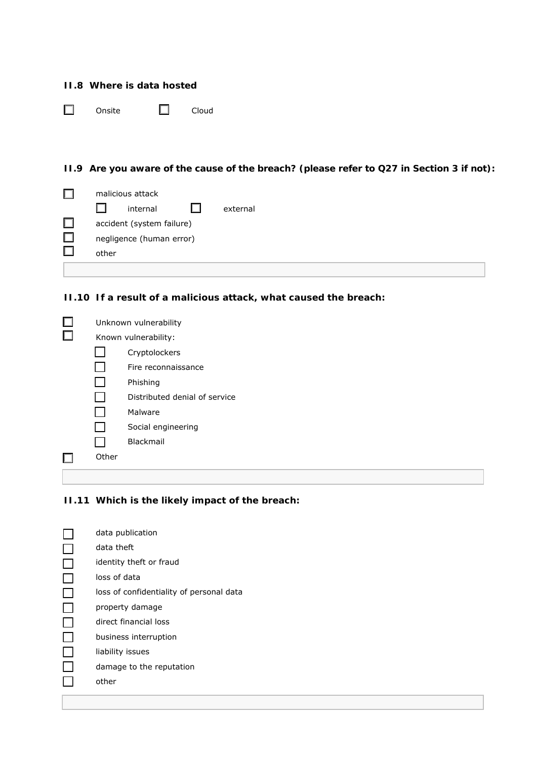### II.8 Where is data hosted

- [ ] Onsite
- [ ] Cloud

### II.9 Are you aware of the cause of the breach? (please refer to Q27 in Section 3 if not):

- [ ] malicious attack
  - [ ] internal
  - [ ] external
- [ ] accident (system failure)
- [ ] negligence (human error)
- [ ] other

### II.10 If a result of a malicious attack, what caused the breach:

- [ ] Unknown vulnerability
- [ ] Known vulnerability:
  - [ ] Cryptolockers
  - [ ] Fire reconnaissance
  - [ ] Phishing
  - [ ] Distributed denial of service
  - [ ] Malware
  - [ ] Social engineering
  - [ ] Blackmail
- [ ] Other

### II.11 Which is the likely impact of the breach:

- [ ] data publication
- [ ] data theft
- [ ] identity theft or fraud
- [ ] loss of data
- [ ] loss of confidentiality of personal data
- [ ] property damage
- [ ] direct financial loss
- [ ] business interruption
- [ ] liability issues
- [ ] damage to the reputation
- [ ] other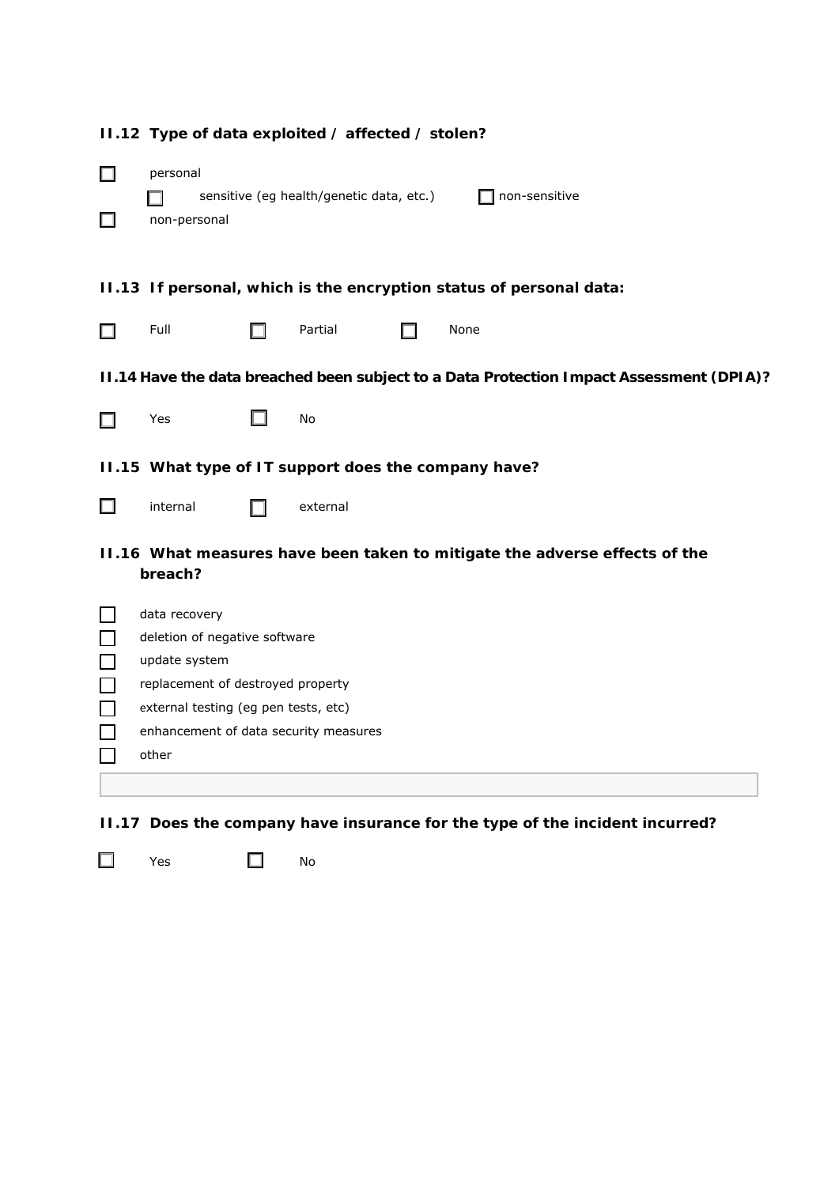### II.12 Type of data exploited / affected / stolen?

- ☐ personal
  - ☐ sensitive (eg health/genetic data, etc.) ☐ non-sensitive
- ☐ non-personal

### II.13 If personal, which is the encryption status of personal data:

☐ Full ☐ Partial ☐ None

### II.14 Have the data breached been subject to a Data Protection Impact Assessment (DPIA)?

☐ Yes ☐ No

### II.15 What type of IT support does the company have?

☐ internal ☐ external

### II.16 What measures have been taken to mitigate the adverse effects of the breach?

- ☐ data recovery
- ☐ deletion of negative software
- ☐ update system
- ☐ replacement of destroyed property
- ☐ external testing (eg pen tests, etc)
- ☐ enhancement of data security measures
- ☐ other

### II.17 Does the company have insurance for the type of the incident incurred?

☐ Yes ☐ No